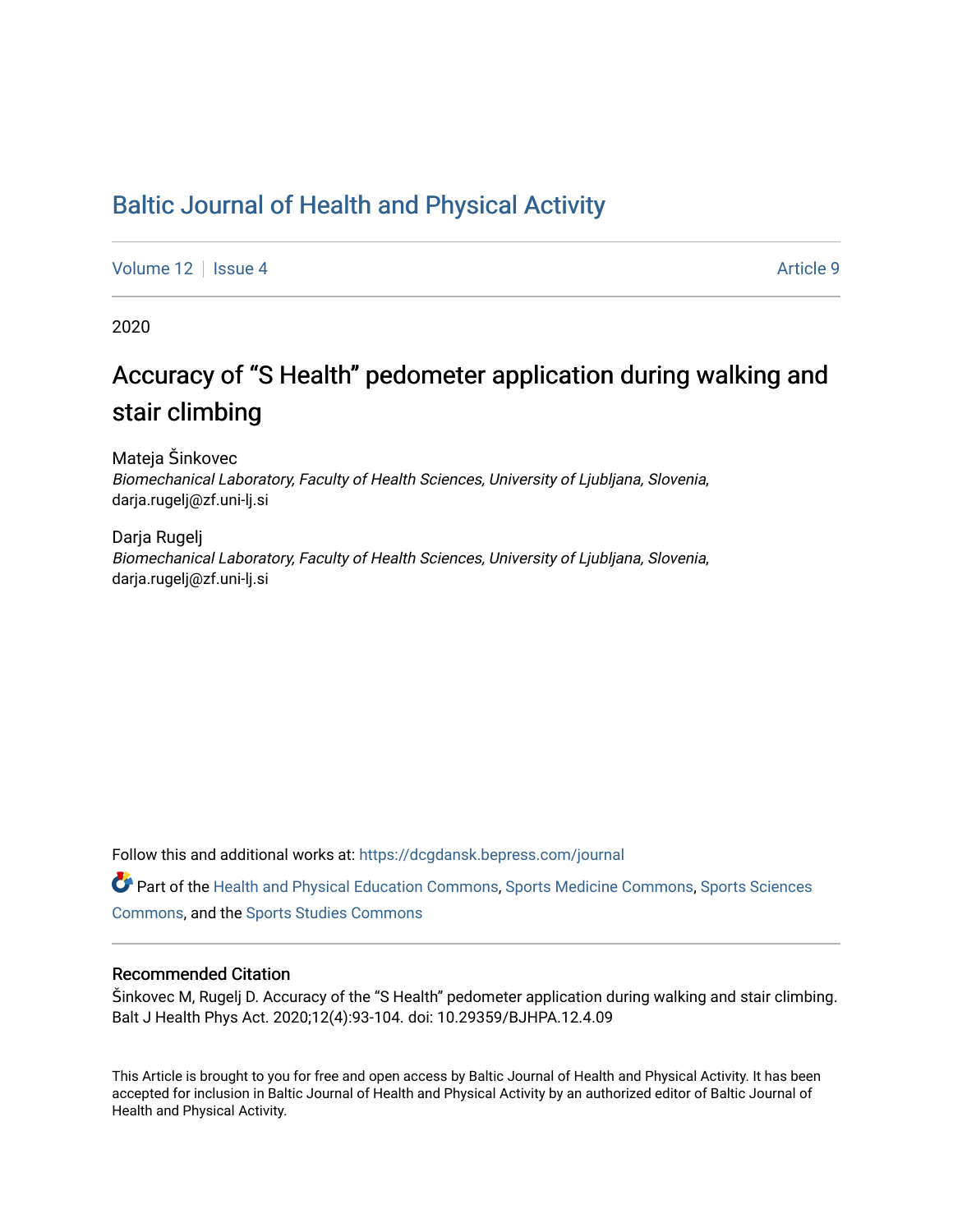# Baltic Journal of Health and Physical Activity

Volume 12 | Issue 4 Article 9

2020

## Accuracy of “S Health” pedometer application during walking and stair climbing

Mateja Šinkovec
*Biomechanical Laboratory, Faculty of Health Sciences, University of Ljubljana, Slovenia*, darja.rugelj@zf.uni-lj.si

Darja Rugelj
*Biomechanical Laboratory, Faculty of Health Sciences, University of Ljubljana, Slovenia*, darja.rugelj@zf.uni-lj.si

Follow this and additional works at: https://dcgdansk.bepress.com/journal

Part of the Health and Physical Education Commons, Sports Medicine Commons, Sports Sciences Commons, and the Sports Studies Commons

### Recommended Citation

Šinkovec M, Rugelj D. Accuracy of the “S Health” pedometer application during walking and stair climbing. Balt J Health Phys Act. 2020;12(4):93-104. doi: 10.29359/BJHPA.12.4.09

This Article is brought to you for free and open access by Baltic Journal of Health and Physical Activity. It has been accepted for inclusion in Baltic Journal of Health and Physical Activity by an authorized editor of Baltic Journal of Health and Physical Activity.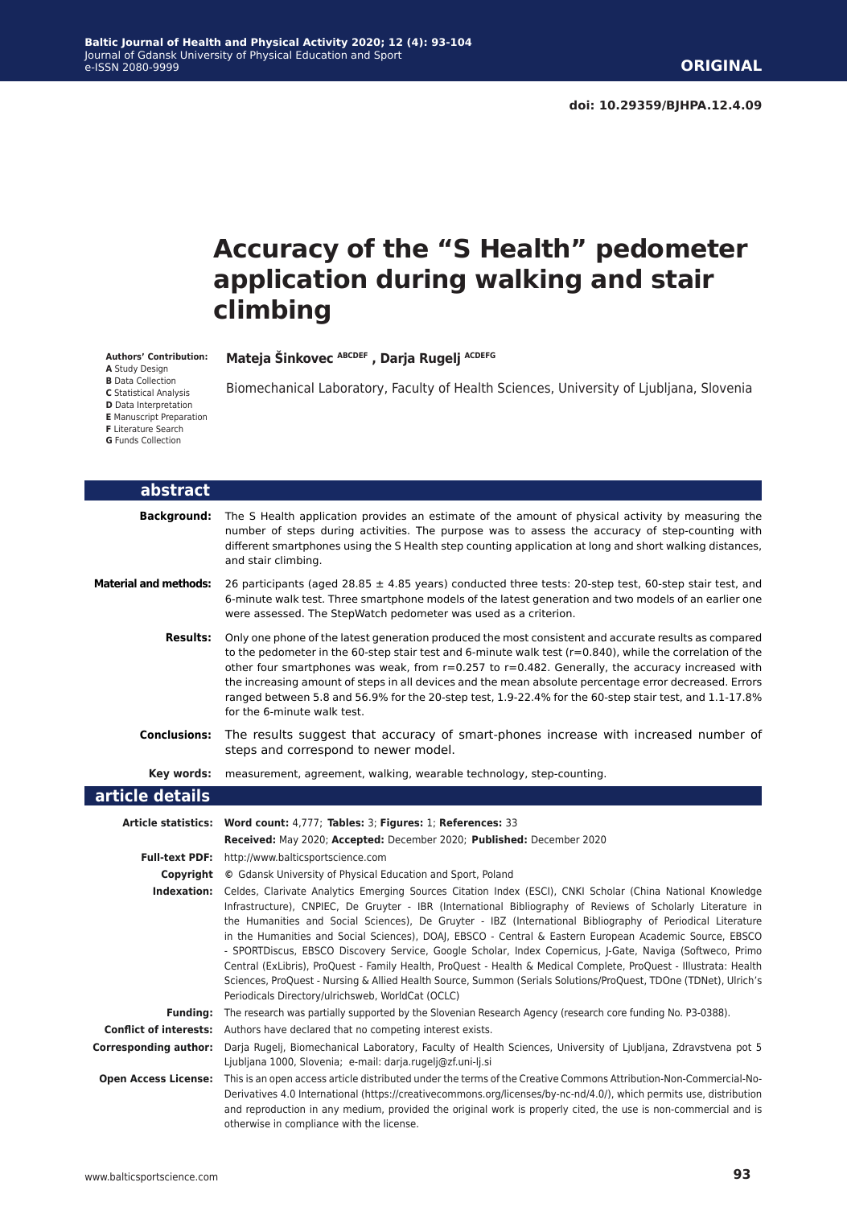**ORIGINAL**

**doi: 10.29359/BJHPA.12.4.09**

# Accuracy of the "S Health" pedometer application during walking and stair climbing

**Authors' Contribution:**
**A** Study Design
**B** Data Collection
**C** Statistical Analysis
**D** Data Interpretation
**E** Manuscript Preparation
**F** Literature Search
**G** Funds Collection

**Mateja Šinkovec** [ABCDEF] **, Darja Rugelj** [ACDEFG]

Biomechanical Laboratory, Faculty of Health Sciences, University of Ljubljana, Slovenia

## abstract

**Background:** The S Health application provides an estimate of the amount of physical activity by measuring the number of steps during activities. The purpose was to assess the accuracy of step-counting with different smartphones using the S Health step counting application at long and short walking distances, and stair climbing.

**Material and methods:** 26 participants (aged 28.85 ± 4.85 years) conducted three tests: 20-step test, 60-step stair test, and 6-minute walk test. Three smartphone models of the latest generation and two models of an earlier one were assessed. The StepWatch pedometer was used as a criterion.

**Results:** Only one phone of the latest generation produced the most consistent and accurate results as compared to the pedometer in the 60-step stair test and 6-minute walk test (r=0.840), while the correlation of the other four smartphones was weak, from r=0.257 to r=0.482. Generally, the accuracy increased with the increasing amount of steps in all devices and the mean absolute percentage error decreased. Errors ranged between 5.8 and 56.9% for the 20-step test, 1.9-22.4% for the 60-step stair test, and 1.1-17.8% for the 6-minute walk test.

**Conclusions:** The results suggest that accuracy of smart-phones increase with increased number of steps and correspond to newer model.

**Key words:** measurement, agreement, walking, wearable technology, step-counting.

## article details

**Article statistics:** **Word count:** 4,777; **Tables:** 3; **Figures:** 1; **References:** 33

**Received:** May 2020; **Accepted:** December 2020; **Published:** December 2020

**Full-text PDF:** http://www.balticsportscience.com

**Copyright** © Gdansk University of Physical Education and Sport, Poland

**Indexation:** Celdes, Clarivate Analytics Emerging Sources Citation Index (ESCI), CNKI Scholar (China National Knowledge Infrastructure), CNPIEC, De Gruyter - IBR (International Bibliography of Reviews of Scholarly Literature in the Humanities and Social Sciences), De Gruyter - IBZ (International Bibliography of Periodical Literature in the Humanities and Social Sciences), DOAJ, EBSCO - Central & Eastern European Academic Source, EBSCO - SPORTDiscus, EBSCO Discovery Service, Google Scholar, Index Copernicus, J-Gate, Naviga (Softweco, Primo Central (ExLibris), ProQuest - Family Health, ProQuest - Health & Medical Complete, ProQuest - Illustrata: Health Sciences, ProQuest - Nursing & Allied Health Source, Summon (Serials Solutions/ProQuest, TDOne (TDNet), Ulrich's Periodicals Directory/ulrichsweb, WorldCat (OCLC)

**Funding:** The research was partially supported by the Slovenian Research Agency (research core funding No. P3-0388).

**Conflict of interests:** Authors have declared that no competing interest exists.

**Corresponding author:** Darja Rugelj, Biomechanical Laboratory, Faculty of Health Sciences, University of Ljubljana, Zdravstvena pot 5 Ljubljana 1000, Slovenia; e-mail: darja.rugelj@zf.uni-lj.si

**Open Access License:** This is an open access article distributed under the terms of the Creative Commons Attribution-Non-Commercial-No-Derivatives 4.0 International (https://creativecommons.org/licenses/by-nc-nd/4.0/), which permits use, distribution and reproduction in any medium, provided the original work is properly cited, the use is non-commercial and is otherwise in compliance with the license.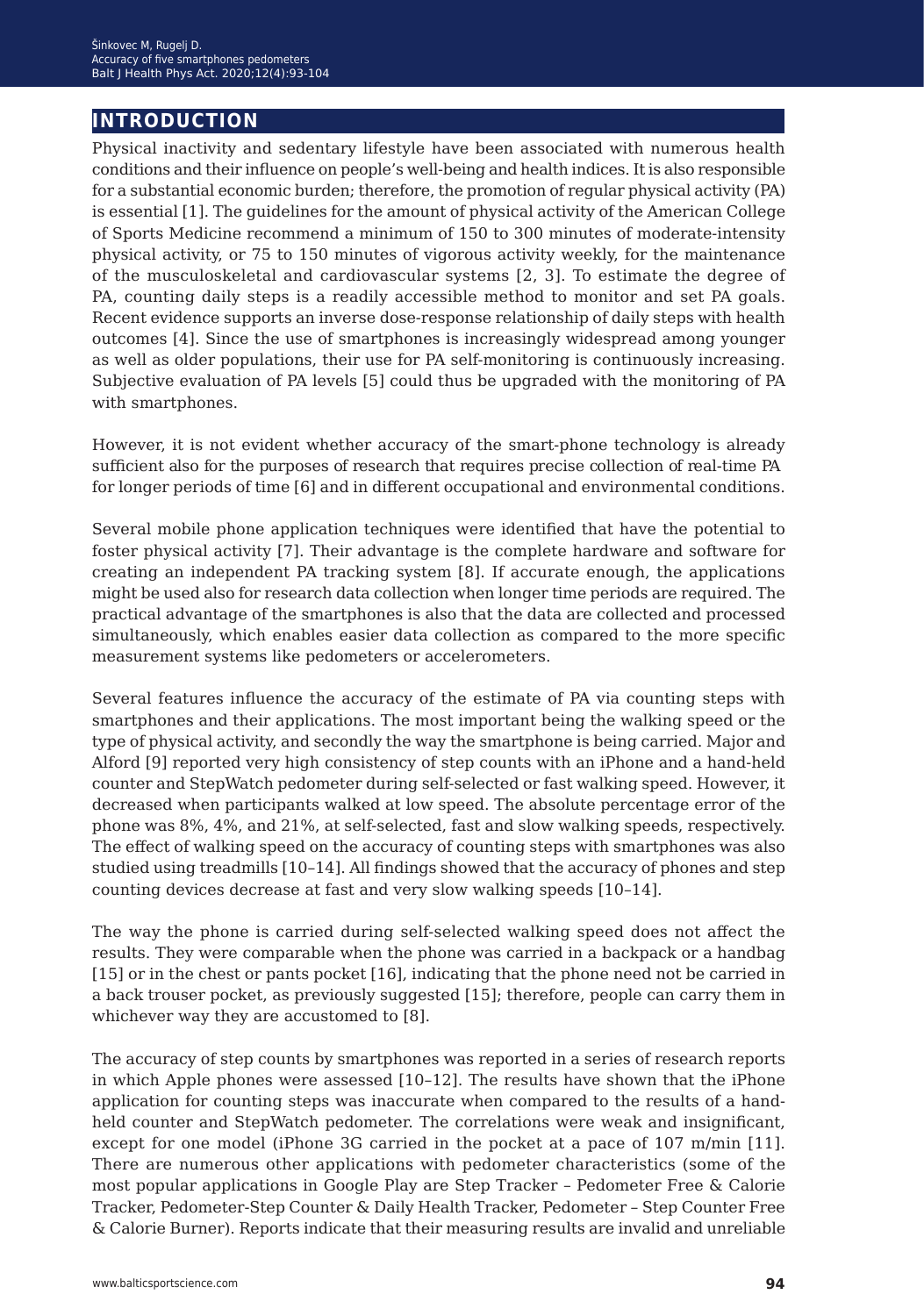## INTRODUCTION

Physical inactivity and sedentary lifestyle have been associated with numerous health conditions and their influence on people's well-being and health indices. It is also responsible for a substantial economic burden; therefore, the promotion of regular physical activity (PA) is essential [1]. The guidelines for the amount of physical activity of the American College of Sports Medicine recommend a minimum of 150 to 300 minutes of moderate-intensity physical activity, or 75 to 150 minutes of vigorous activity weekly, for the maintenance of the musculoskeletal and cardiovascular systems [2, 3]. To estimate the degree of PA, counting daily steps is a readily accessible method to monitor and set PA goals. Recent evidence supports an inverse dose-response relationship of daily steps with health outcomes [4]. Since the use of smartphones is increasingly widespread among younger as well as older populations, their use for PA self-monitoring is continuously increasing. Subjective evaluation of PA levels [5] could thus be upgraded with the monitoring of PA with smartphones.

However, it is not evident whether accuracy of the smart-phone technology is already sufficient also for the purposes of research that requires precise collection of real-time PA for longer periods of time [6] and in different occupational and environmental conditions.

Several mobile phone application techniques were identified that have the potential to foster physical activity [7]. Their advantage is the complete hardware and software for creating an independent PA tracking system [8]. If accurate enough, the applications might be used also for research data collection when longer time periods are required. The practical advantage of the smartphones is also that the data are collected and processed simultaneously, which enables easier data collection as compared to the more specific measurement systems like pedometers or accelerometers.

Several features influence the accuracy of the estimate of PA via counting steps with smartphones and their applications. The most important being the walking speed or the type of physical activity, and secondly the way the smartphone is being carried. Major and Alford [9] reported very high consistency of step counts with an iPhone and a hand-held counter and StepWatch pedometer during self-selected or fast walking speed. However, it decreased when participants walked at low speed. The absolute percentage error of the phone was 8%, 4%, and 21%, at self-selected, fast and slow walking speeds, respectively. The effect of walking speed on the accuracy of counting steps with smartphones was also studied using treadmills [10–14]. All findings showed that the accuracy of phones and step counting devices decrease at fast and very slow walking speeds [10–14].

The way the phone is carried during self-selected walking speed does not affect the results. They were comparable when the phone was carried in a backpack or a handbag [15] or in the chest or pants pocket [16], indicating that the phone need not be carried in a back trouser pocket, as previously suggested [15]; therefore, people can carry them in whichever way they are accustomed to [8].

The accuracy of step counts by smartphones was reported in a series of research reports in which Apple phones were assessed [10–12]. The results have shown that the iPhone application for counting steps was inaccurate when compared to the results of a hand-held counter and StepWatch pedometer. The correlations were weak and insignificant, except for one model (iPhone 3G carried in the pocket at a pace of 107 m/min [11]. There are numerous other applications with pedometer characteristics (some of the most popular applications in Google Play are Step Tracker – Pedometer Free & Calorie Tracker, Pedometer-Step Counter & Daily Health Tracker, Pedometer – Step Counter Free & Calorie Burner). Reports indicate that their measuring results are invalid and unreliable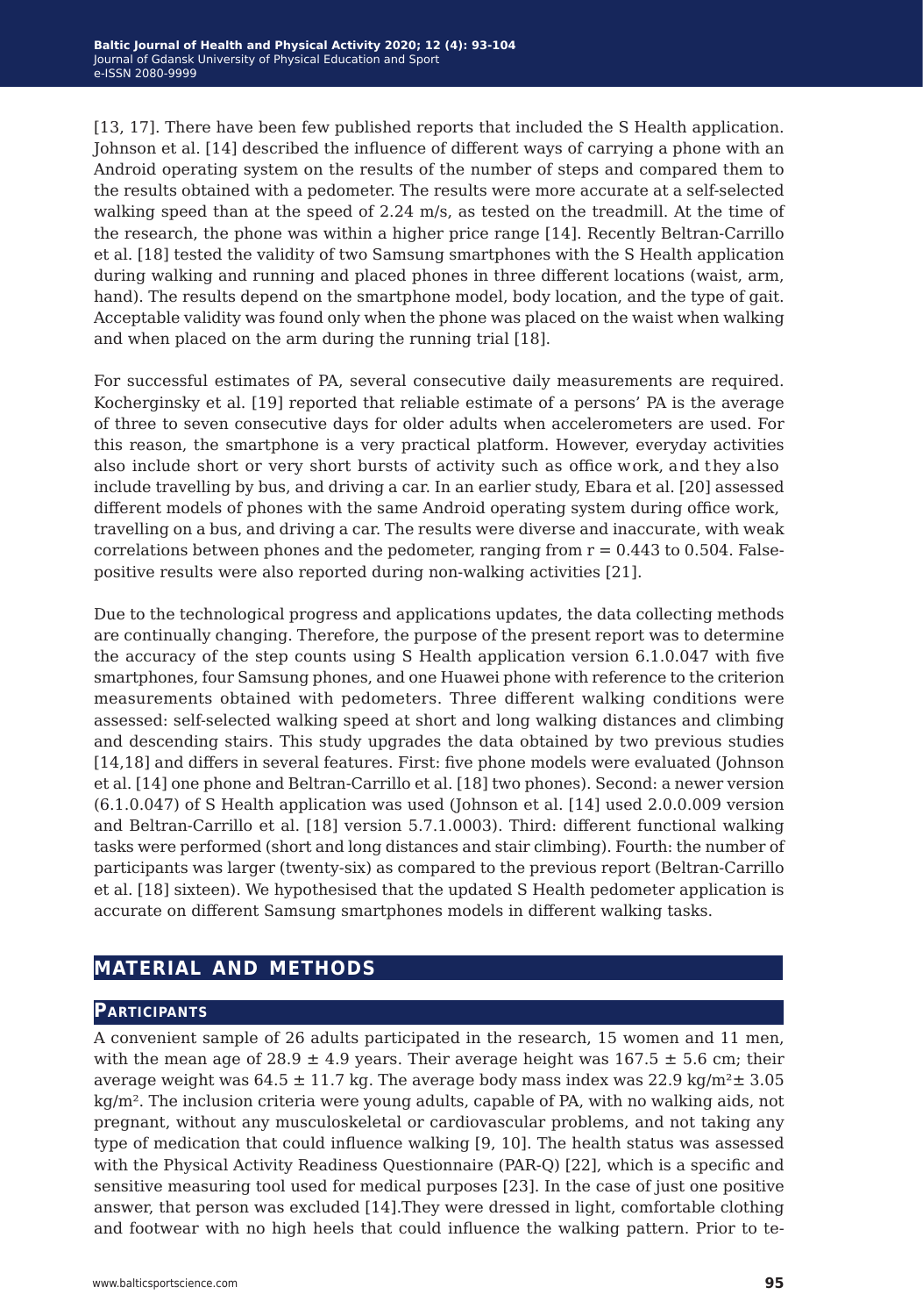[13, 17]. There have been few published reports that included the S Health application. Johnson et al. [14] described the influence of different ways of carrying a phone with an Android operating system on the results of the number of steps and compared them to the results obtained with a pedometer. The results were more accurate at a self-selected walking speed than at the speed of 2.24 m/s, as tested on the treadmill. At the time of the research, the phone was within a higher price range [14]. Recently Beltran-Carrillo et al. [18] tested the validity of two Samsung smartphones with the S Health application during walking and running and placed phones in three different locations (waist, arm, hand). The results depend on the smartphone model, body location, and the type of gait. Acceptable validity was found only when the phone was placed on the waist when walking and when placed on the arm during the running trial [18].

For successful estimates of PA, several consecutive daily measurements are required. Kocherginsky et al. [19] reported that reliable estimate of a persons' PA is the average of three to seven consecutive days for older adults when accelerometers are used. For this reason, the smartphone is a very practical platform. However, everyday activities also include short or very short bursts of activity such as office work, and they also include travelling by bus, and driving a car. In an earlier study, Ebara et al. [20] assessed different models of phones with the same Android operating system during office work, travelling on a bus, and driving a car. The results were diverse and inaccurate, with weak correlations between phones and the pedometer, ranging from $r = 0.443$ to $0.504$. False-positive results were also reported during non-walking activities [21].

Due to the technological progress and applications updates, the data collecting methods are continually changing. Therefore, the purpose of the present report was to determine the accuracy of the step counts using S Health application version 6.1.0.047 with five smartphones, four Samsung phones, and one Huawei phone with reference to the criterion measurements obtained with pedometers. Three different walking conditions were assessed: self-selected walking speed at short and long walking distances and climbing and descending stairs. This study upgrades the data obtained by two previous studies [14,18] and differs in several features. First: five phone models were evaluated (Johnson et al. [14] one phone and Beltran-Carrillo et al. [18] two phones). Second: a newer version (6.1.0.047) of S Health application was used (Johnson et al. [14] used 2.0.0.009 version and Beltran-Carrillo et al. [18] version 5.7.1.0003). Third: different functional walking tasks were performed (short and long distances and stair climbing). Fourth: the number of participants was larger (twenty-six) as compared to the previous report (Beltran-Carrillo et al. [18] sixteen). We hypothesised that the updated S Health pedometer application is accurate on different Samsung smartphones models in different walking tasks.

## Material and Methods

### Participants

A convenient sample of 26 adults participated in the research, 15 women and 11 men, with the mean age of $28.9 \pm 4.9$ years. Their average height was $167.5 \pm 5.6$ cm; their average weight was $64.5 \pm 11.7$ kg. The average body mass index was $22.9$ kg/m$^2 \pm 3.05$ kg/m$^2$. The inclusion criteria were young adults, capable of PA, with no walking aids, not pregnant, without any musculoskeletal or cardiovascular problems, and not taking any type of medication that could influence walking [9, 10]. The health status was assessed with the Physical Activity Readiness Questionnaire (PAR-Q) [22], which is a specific and sensitive measuring tool used for medical purposes [23]. In the case of just one positive answer, that person was excluded [14].They were dressed in light, comfortable clothing and footwear with no high heels that could influence the walking pattern. Prior to te-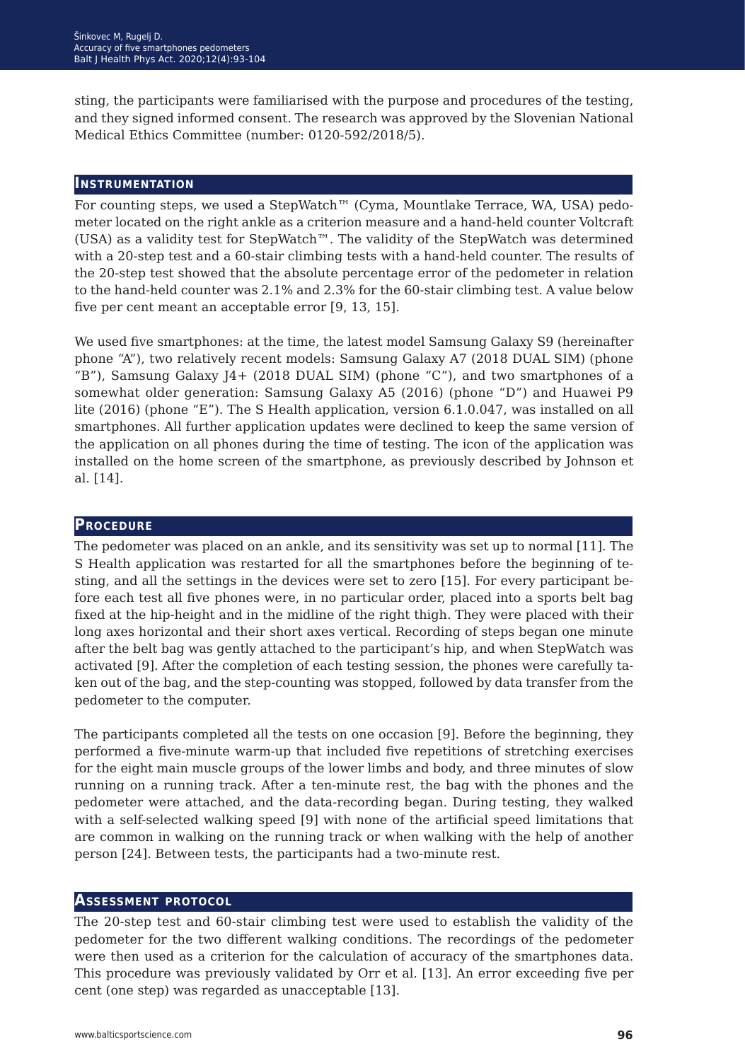sting, the participants were familiarised with the purpose and procedures of the testing, and they signed informed consent. The research was approved by the Slovenian National Medical Ethics Committee (number: 0120-592/2018/5).

## Instrumentation

For counting steps, we used a StepWatch™ (Cyma, Mountlake Terrace, WA, USA) pedometer located on the right ankle as a criterion measure and a hand-held counter Voltcraft (USA) as a validity test for StepWatch™. The validity of the StepWatch was determined with a 20-step test and a 60-stair climbing tests with a hand-held counter. The results of the 20-step test showed that the absolute percentage error of the pedometer in relation to the hand-held counter was 2.1% and 2.3% for the 60-stair climbing test. A value below five per cent meant an acceptable error [9, 13, 15].

We used five smartphones: at the time, the latest model Samsung Galaxy S9 (hereinafter phone "A"), two relatively recent models: Samsung Galaxy A7 (2018 DUAL SIM) (phone "B"), Samsung Galaxy J4+ (2018 DUAL SIM) (phone "C"), and two smartphones of a somewhat older generation: Samsung Galaxy A5 (2016) (phone "D") and Huawei P9 lite (2016) (phone "E"). The S Health application, version 6.1.0.047, was installed on all smartphones. All further application updates were declined to keep the same version of the application on all phones during the time of testing. The icon of the application was installed on the home screen of the smartphone, as previously described by Johnson et al. [14].

## Procedure

The pedometer was placed on an ankle, and its sensitivity was set up to normal [11]. The S Health application was restarted for all the smartphones before the beginning of testing, and all the settings in the devices were set to zero [15]. For every participant before each test all five phones were, in no particular order, placed into a sports belt bag fixed at the hip-height and in the midline of the right thigh. They were placed with their long axes horizontal and their short axes vertical. Recording of steps began one minute after the belt bag was gently attached to the participant's hip, and when StepWatch was activated [9]. After the completion of each testing session, the phones were carefully taken out of the bag, and the step-counting was stopped, followed by data transfer from the pedometer to the computer.

The participants completed all the tests on one occasion [9]. Before the beginning, they performed a five-minute warm-up that included five repetitions of stretching exercises for the eight main muscle groups of the lower limbs and body, and three minutes of slow running on a running track. After a ten-minute rest, the bag with the phones and the pedometer were attached, and the data-recording began. During testing, they walked with a self-selected walking speed [9] with none of the artificial speed limitations that are common in walking on the running track or when walking with the help of another person [24]. Between tests, the participants had a two-minute rest.

## Assessment protocol

The 20-step test and 60-stair climbing test were used to establish the validity of the pedometer for the two different walking conditions. The recordings of the pedometer were then used as a criterion for the calculation of accuracy of the smartphones data. This procedure was previously validated by Orr et al. [13]. An error exceeding five per cent (one step) was regarded as unacceptable [13].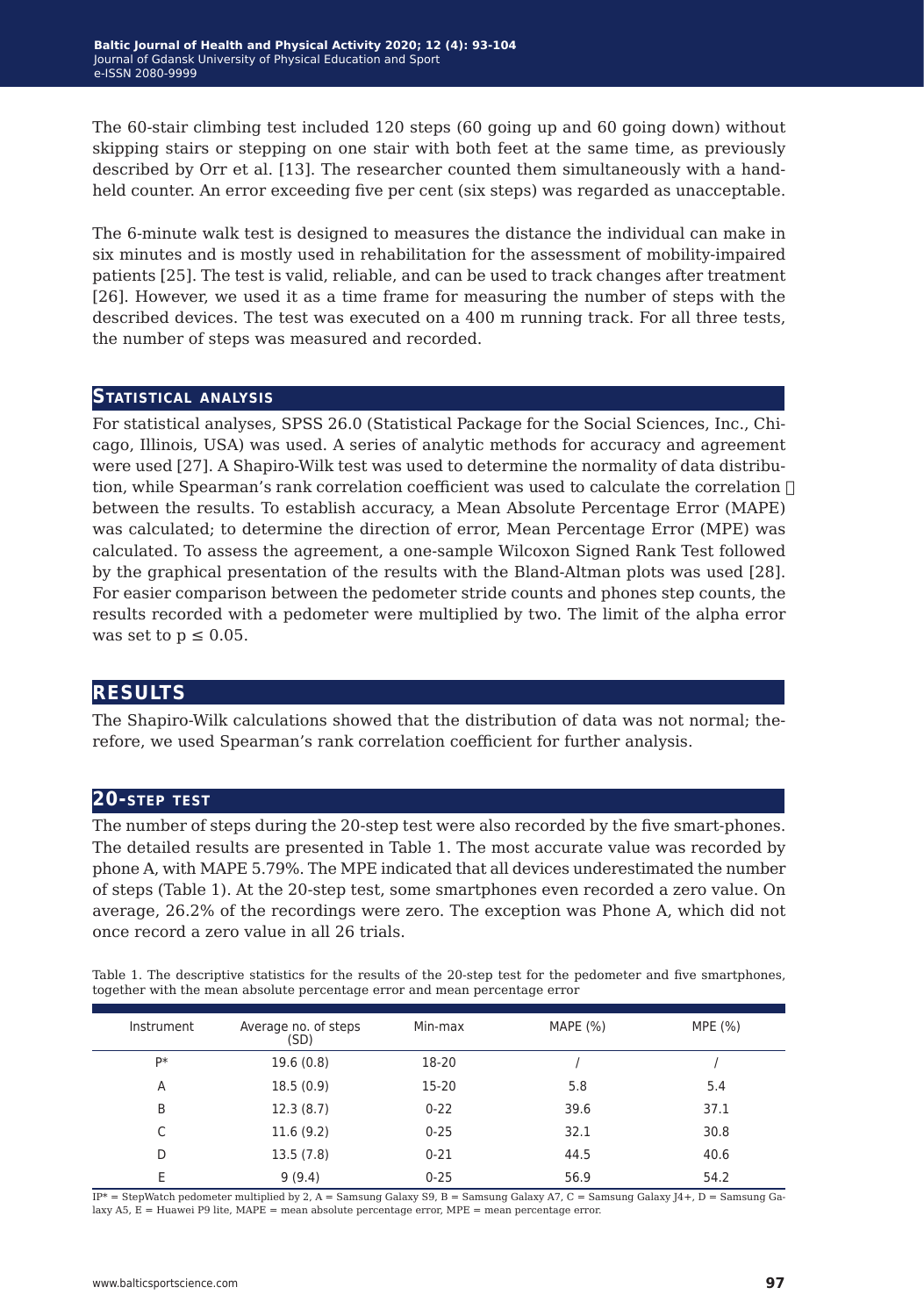The 60-stair climbing test included 120 steps (60 going up and 60 going down) without skipping stairs or stepping on one stair with both feet at the same time, as previously described by Orr et al. [13]. The researcher counted them simultaneously with a hand-held counter. An error exceeding five per cent (six steps) was regarded as unacceptable.

The 6-minute walk test is designed to measures the distance the individual can make in six minutes and is mostly used in rehabilitation for the assessment of mobility-impaired patients [25]. The test is valid, reliable, and can be used to track changes after treatment [26]. However, we used it as a time frame for measuring the number of steps with the described devices. The test was executed on a 400 m running track. For all three tests, the number of steps was measured and recorded.

## Statistical analysis

For statistical analyses, SPSS 26.0 (Statistical Package for the Social Sciences, Inc., Chicago, Illinois, USA) was used. A series of analytic methods for accuracy and agreement were used [27]. A Shapiro-Wilk test was used to determine the normality of data distribution, while Spearman's rank correlation coefficient was used to calculate the correlation  between the results. To establish accuracy, a Mean Absolute Percentage Error (MAPE) was calculated; to determine the direction of error, Mean Percentage Error (MPE) was calculated. To assess the agreement, a one-sample Wilcoxon Signed Rank Test followed by the graphical presentation of the results with the Bland-Altman plots was used [28]. For easier comparison between the pedometer stride counts and phones step counts, the results recorded with a pedometer were multiplied by two. The limit of the alpha error was set to $p \leq 0.05$.

# Results

The Shapiro-Wilk calculations showed that the distribution of data was not normal; therefore, we used Spearman's rank correlation coefficient for further analysis.

## 20-step test

The number of steps during the 20-step test were also recorded by the five smart-phones. The detailed results are presented in Table 1. The most accurate value was recorded by phone A, with MAPE 5.79%. The MPE indicated that all devices underestimated the number of steps (Table 1). At the 20-step test, some smartphones even recorded a zero value. On average, 26.2% of the recordings were zero. The exception was Phone A, which did not once record a zero value in all 26 trials.

Table 1. The descriptive statistics for the results of the 20-step test for the pedometer and five smartphones, together with the mean absolute percentage error and mean percentage error

| Instrument | Average no. of steps (SD) | Min-max | MAPE (%) | MPE (%) |
|---|---|---|---|---|
| P* | 19.6 (0.8) | 18-20 | / | / |
| A | 18.5 (0.9) | 15-20 | 5.8 | 5.4 |
| B | 12.3 (8.7) | 0-22 | 39.6 | 37.1 |
| C | 11.6 (9.2) | 0-25 | 32.1 | 30.8 |
| D | 13.5 (7.8) | 0-21 | 44.5 | 40.6 |
| E | 9 (9.4) | 0-25 | 56.9 | 54.2 |

IP* = StepWatch pedometer multiplied by 2, A = Samsung Galaxy S9, B = Samsung Galaxy A7, C = Samsung Galaxy J4+, D = Samsung Galaxy A5, E = Huawei P9 lite, MAPE = mean absolute percentage error, MPE = mean percentage error.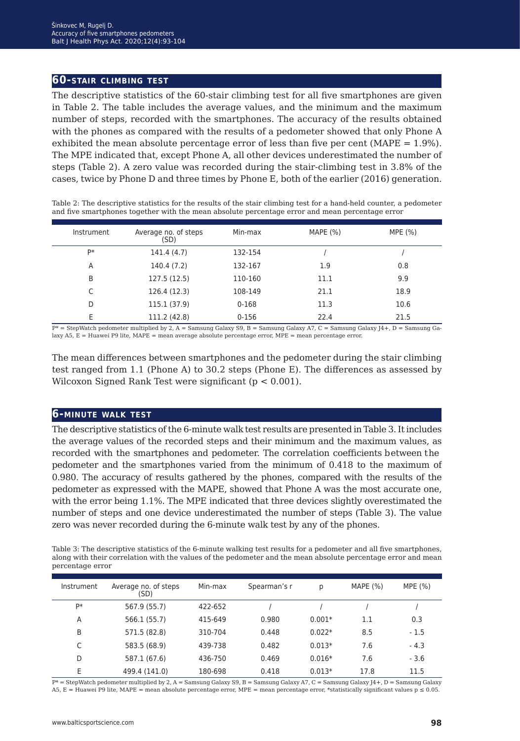## 60-STAIR CLIMBING TEST

The descriptive statistics of the 60-stair climbing test for all five smartphones are given in Table 2. The table includes the average values, and the minimum and the maximum number of steps, recorded with the smartphones. The accuracy of the results obtained with the phones as compared with the results of a pedometer showed that only Phone A exhibited the mean absolute percentage error of less than five per cent (MAPE = 1.9%). The MPE indicated that, except Phone A, all other devices underestimated the number of steps (Table 2). A zero value was recorded during the stair-climbing test in 3.8% of the cases, twice by Phone D and three times by Phone E, both of the earlier (2016) generation.

Table 2: The descriptive statistics for the results of the stair climbing test for a hand-held counter, a pedometer and five smartphones together with the mean absolute percentage error and mean percentage error

| Instrument | Average no. of steps (SD) | Min-max | MAPE (%) | MPE (%) |
|---|---|---|---|---|
| P* | 141.4 (4.7) | 132-154 | / | / |
| A | 140.4 (7.2) | 132-167 | 1.9 | 0.8 |
| B | 127.5 (12.5) | 110-160 | 11.1 | 9.9 |
| C | 126.4 (12.3) | 108-149 | 21.1 | 18.9 |
| D | 115.1 (37.9) | 0-168 | 11.3 | 10.6 |
| E | 111.2 (42.8) | 0-156 | 22.4 | 21.5 |

P* = StepWatch pedometer multiplied by 2, A = Samsung Galaxy S9, B = Samsung Galaxy A7, C = Samsung Galaxy J4+, D = Samsung Galaxy A5, E = Huawei P9 lite, MAPE = mean average absolute percentage error, MPE = mean percentage error.

The mean differences between smartphones and the pedometer during the stair climbing test ranged from 1.1 (Phone A) to 30.2 steps (Phone E). The differences as assessed by Wilcoxon Signed Rank Test were significant ($p < 0.001$).

## 6-MINUTE WALK TEST

The descriptive statistics of the 6-minute walk test results are presented in Table 3. It includes the average values of the recorded steps and their minimum and the maximum values, as recorded with the smartphones and pedometer. The correlation coefficients between the pedometer and the smartphones varied from the minimum of 0.418 to the maximum of 0.980. The accuracy of results gathered by the phones, compared with the results of the pedometer as expressed with the MAPE, showed that Phone A was the most accurate one, with the error being 1.1%. The MPE indicated that three devices slightly overestimated the number of steps and one device underestimated the number of steps (Table 3). The value zero was never recorded during the 6-minute walk test by any of the phones.

Table 3: The descriptive statistics of the 6-minute walking test results for a pedometer and all five smartphones, along with their correlation with the values of the pedometer and the mean absolute percentage error and mean percentage error

| Instrument | Average no. of steps (SD) | Min-max | Spearman's r | p | MAPE (%) | MPE (%) |
|---|---|---|---|---|---|---|
| P* | 567.9 (55.7) | 422-652 | / | / | / | / |
| A | 566.1 (55.7) | 415-649 | 0.980 | 0.001* | 1.1 | 0.3 |
| B | 571.5 (82.8) | 310-704 | 0.448 | 0.022* | 8.5 | - 1.5 |
| C | 583.5 (68.9) | 439-738 | 0.482 | 0.013* | 7.6 | - 4.3 |
| D | 587.1 (67.6) | 436-750 | 0.469 | 0.016* | 7.6 | - 3.6 |
| E | 499.4 (141.0) | 180-698 | 0.418 | 0.013* | 17.8 | 11.5 |

P* = StepWatch pedometer multiplied by 2, A = Samsung Galaxy S9, B = Samsung Galaxy A7, C = Samsung Galaxy J4+, D = Samsung Galaxy A5, E = Huawei P9 lite, MAPE = mean absolute percentage error, MPE = mean percentage error, *statistically significant values $p \leq 0.05$.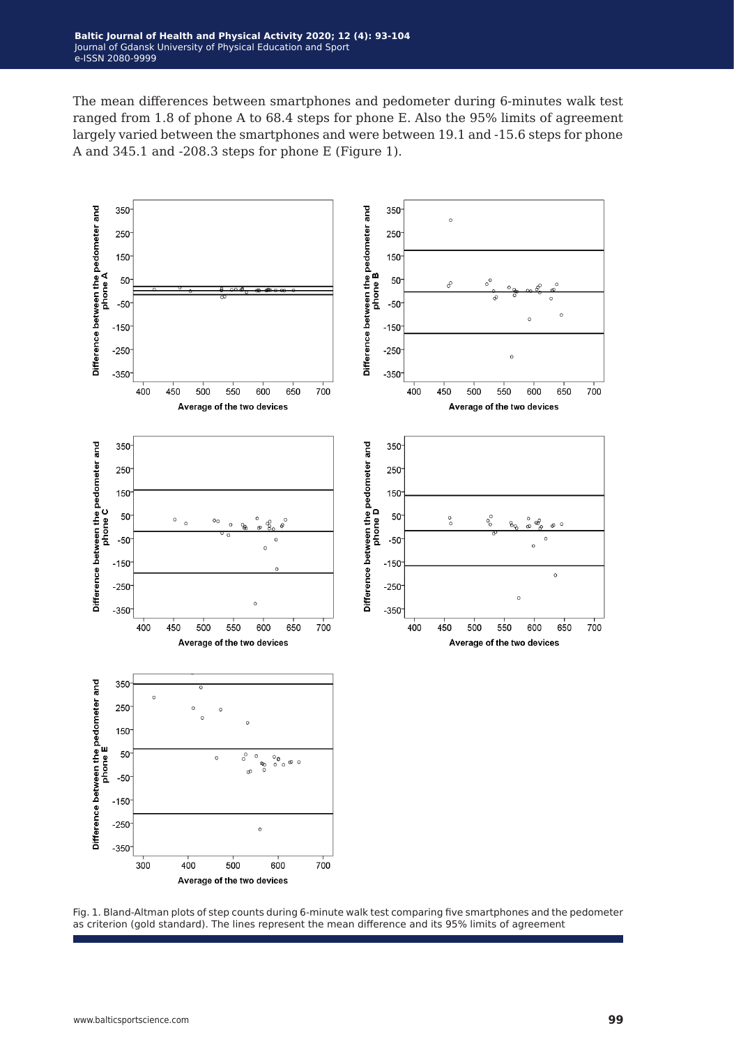The mean differences between smartphones and pedometer during 6-minutes walk test ranged from 1.8 of phone A to 68.4 steps for phone E. Also the 95% limits of agreement largely varied between the smartphones and were between 19.1 and -15.6 steps for phone A and 345.1 and -208.3 steps for phone E (Figure 1).

Fig. 1. Bland-Altman plots of step counts during 6-minute walk test comparing five smartphones and the pedometer as criterion (gold standard). The lines represent the mean difference and its 95% limits of agreement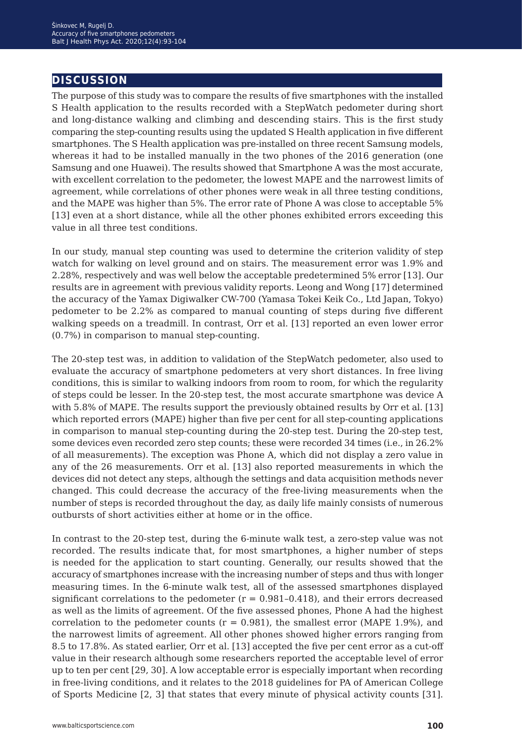## DISCUSSION

The purpose of this study was to compare the results of five smartphones with the installed S Health application to the results recorded with a StepWatch pedometer during short and long-distance walking and climbing and descending stairs. This is the first study comparing the step-counting results using the updated S Health application in five different smartphones. The S Health application was pre-installed on three recent Samsung models, whereas it had to be installed manually in the two phones of the 2016 generation (one Samsung and one Huawei). The results showed that Smartphone A was the most accurate, with excellent correlation to the pedometer, the lowest MAPE and the narrowest limits of agreement, while correlations of other phones were weak in all three testing conditions, and the MAPE was higher than 5%. The error rate of Phone A was close to acceptable 5% [13] even at a short distance, while all the other phones exhibited errors exceeding this value in all three test conditions.

In our study, manual step counting was used to determine the criterion validity of step watch for walking on level ground and on stairs. The measurement error was 1.9% and 2.28%, respectively and was well below the acceptable predetermined 5% error [13]. Our results are in agreement with previous validity reports. Leong and Wong [17] determined the accuracy of the Yamax Digiwalker CW-700 (Yamasa Tokei Keik Co., Ltd Japan, Tokyo) pedometer to be 2.2% as compared to manual counting of steps during five different walking speeds on a treadmill. In contrast, Orr et al. [13] reported an even lower error (0.7%) in comparison to manual step-counting.

The 20-step test was, in addition to validation of the StepWatch pedometer, also used to evaluate the accuracy of smartphone pedometers at very short distances. In free living conditions, this is similar to walking indoors from room to room, for which the regularity of steps could be lesser. In the 20-step test, the most accurate smartphone was device A with 5.8% of MAPE. The results support the previously obtained results by Orr et al. [13] which reported errors (MAPE) higher than five per cent for all step-counting applications in comparison to manual step-counting during the 20-step test. During the 20-step test, some devices even recorded zero step counts; these were recorded 34 times (i.e., in 26.2% of all measurements). The exception was Phone A, which did not display a zero value in any of the 26 measurements. Orr et al. [13] also reported measurements in which the devices did not detect any steps, although the settings and data acquisition methods never changed. This could decrease the accuracy of the free-living measurements when the number of steps is recorded throughout the day, as daily life mainly consists of numerous outbursts of short activities either at home or in the office.

In contrast to the 20-step test, during the 6-minute walk test, a zero-step value was not recorded. The results indicate that, for most smartphones, a higher number of steps is needed for the application to start counting. Generally, our results showed that the accuracy of smartphones increase with the increasing number of steps and thus with longer measuring times. In the 6-minute walk test, all of the assessed smartphones displayed significant correlations to the pedometer ($r = 0.981$–$0.418$), and their errors decreased as well as the limits of agreement. Of the five assessed phones, Phone A had the highest correlation to the pedometer counts ($r = 0.981$), the smallest error (MAPE 1.9%), and the narrowest limits of agreement. All other phones showed higher errors ranging from 8.5 to 17.8%. As stated earlier, Orr et al. [13] accepted the five per cent error as a cut-off value in their research although some researchers reported the acceptable level of error up to ten per cent [29, 30]. A low acceptable error is especially important when recording in free-living conditions, and it relates to the 2018 guidelines for PA of American College of Sports Medicine [2, 3] that states that every minute of physical activity counts [31].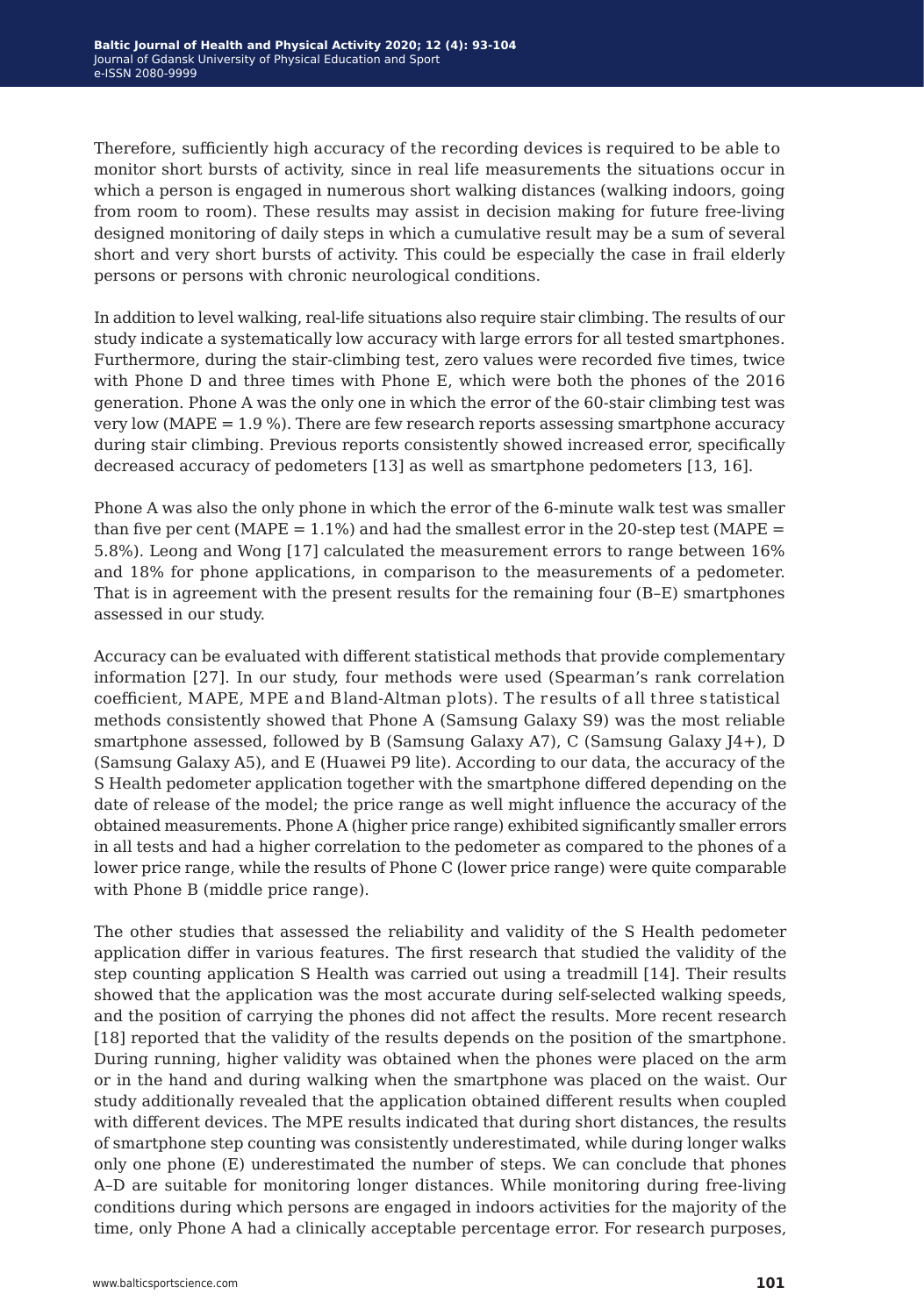Therefore, sufficiently high accuracy of the recording devices is required to be able to monitor short bursts of activity, since in real life measurements the situations occur in which a person is engaged in numerous short walking distances (walking indoors, going from room to room). These results may assist in decision making for future free-living designed monitoring of daily steps in which a cumulative result may be a sum of several short and very short bursts of activity. This could be especially the case in frail elderly persons or persons with chronic neurological conditions.

In addition to level walking, real-life situations also require stair climbing. The results of our study indicate a systematically low accuracy with large errors for all tested smartphones. Furthermore, during the stair-climbing test, zero values were recorded five times, twice with Phone D and three times with Phone E, which were both the phones of the 2016 generation. Phone A was the only one in which the error of the 60-stair climbing test was very low (MAPE = 1.9 %). There are few research reports assessing smartphone accuracy during stair climbing. Previous reports consistently showed increased error, specifically decreased accuracy of pedometers [13] as well as smartphone pedometers [13, 16].

Phone A was also the only phone in which the error of the 6-minute walk test was smaller than five per cent (MAPE = 1.1%) and had the smallest error in the 20-step test (MAPE = 5.8%). Leong and Wong [17] calculated the measurement errors to range between 16% and 18% for phone applications, in comparison to the measurements of a pedometer. That is in agreement with the present results for the remaining four (B–E) smartphones assessed in our study.

Accuracy can be evaluated with different statistical methods that provide complementary information [27]. In our study, four methods were used (Spearman's rank correlation coefficient, MAPE, MPE and Bland-Altman plots). The results of all three statistical methods consistently showed that Phone A (Samsung Galaxy S9) was the most reliable smartphone assessed, followed by B (Samsung Galaxy A7), C (Samsung Galaxy J4+), D (Samsung Galaxy A5), and E (Huawei P9 lite). According to our data, the accuracy of the S Health pedometer application together with the smartphone differed depending on the date of release of the model; the price range as well might influence the accuracy of the obtained measurements. Phone A (higher price range) exhibited significantly smaller errors in all tests and had a higher correlation to the pedometer as compared to the phones of a lower price range, while the results of Phone C (lower price range) were quite comparable with Phone B (middle price range).

The other studies that assessed the reliability and validity of the S Health pedometer application differ in various features. The first research that studied the validity of the step counting application S Health was carried out using a treadmill [14]. Their results showed that the application was the most accurate during self-selected walking speeds, and the position of carrying the phones did not affect the results. More recent research [18] reported that the validity of the results depends on the position of the smartphone. During running, higher validity was obtained when the phones were placed on the arm or in the hand and during walking when the smartphone was placed on the waist. Our study additionally revealed that the application obtained different results when coupled with different devices. The MPE results indicated that during short distances, the results of smartphone step counting was consistently underestimated, while during longer walks only one phone (E) underestimated the number of steps. We can conclude that phones A–D are suitable for monitoring longer distances. While monitoring during free-living conditions during which persons are engaged in indoors activities for the majority of the time, only Phone A had a clinically acceptable percentage error. For research purposes,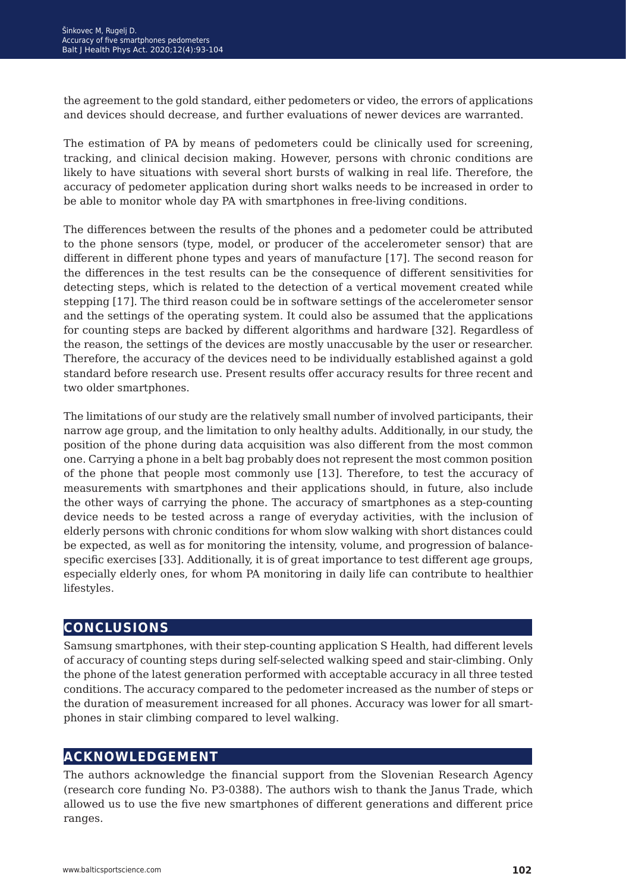the agreement to the gold standard, either pedometers or video, the errors of applications and devices should decrease, and further evaluations of newer devices are warranted.

The estimation of PA by means of pedometers could be clinically used for screening, tracking, and clinical decision making. However, persons with chronic conditions are likely to have situations with several short bursts of walking in real life. Therefore, the accuracy of pedometer application during short walks needs to be increased in order to be able to monitor whole day PA with smartphones in free-living conditions.

The differences between the results of the phones and a pedometer could be attributed to the phone sensors (type, model, or producer of the accelerometer sensor) that are different in different phone types and years of manufacture [17]. The second reason for the differences in the test results can be the consequence of different sensitivities for detecting steps, which is related to the detection of a vertical movement created while stepping [17]. The third reason could be in software settings of the accelerometer sensor and the settings of the operating system. It could also be assumed that the applications for counting steps are backed by different algorithms and hardware [32]. Regardless of the reason, the settings of the devices are mostly unaccusable by the user or researcher. Therefore, the accuracy of the devices need to be individually established against a gold standard before research use. Present results offer accuracy results for three recent and two older smartphones.

The limitations of our study are the relatively small number of involved participants, their narrow age group, and the limitation to only healthy adults. Additionally, in our study, the position of the phone during data acquisition was also different from the most common one. Carrying a phone in a belt bag probably does not represent the most common position of the phone that people most commonly use [13]. Therefore, to test the accuracy of measurements with smartphones and their applications should, in future, also include the other ways of carrying the phone. The accuracy of smartphones as a step-counting device needs to be tested across a range of everyday activities, with the inclusion of elderly persons with chronic conditions for whom slow walking with short distances could be expected, as well as for monitoring the intensity, volume, and progression of balance-specific exercises [33]. Additionally, it is of great importance to test different age groups, especially elderly ones, for whom PA monitoring in daily life can contribute to healthier lifestyles.

## CONCLUSIONS

Samsung smartphones, with their step-counting application S Health, had different levels of accuracy of counting steps during self-selected walking speed and stair-climbing. Only the phone of the latest generation performed with acceptable accuracy in all three tested conditions. The accuracy compared to the pedometer increased as the number of steps or the duration of measurement increased for all phones. Accuracy was lower for all smartphones in stair climbing compared to level walking.

## ACKNOWLEDGEMENT

The authors acknowledge the financial support from the Slovenian Research Agency (research core funding No. P3-0388). The authors wish to thank the Janus Trade, which allowed us to use the five new smartphones of different generations and different price ranges.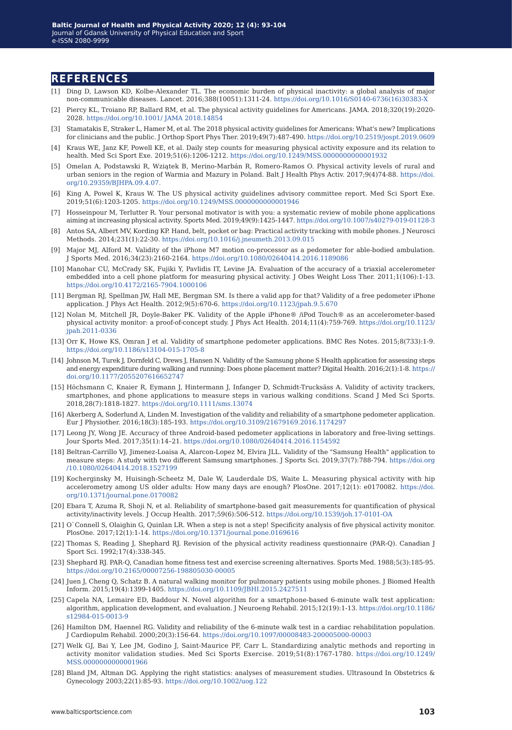## REFERENCES

[1] Ding D, Lawson KD, Kolbe-Alexander TL. The economic burden of physical inactivity: a global analysis of major non-communicable diseases. Lancet. 2016;388(10051):1311-24. https://doi.org/10.1016/S0140-6736(16)30383-X

[2] Piercy KL, Troiano RP, Ballard RM, et al. The physical activity guidelines for Americans. JAMA. 2018;320(19):2020-2028. https://doi.org/10.1001/ JAMA 2018.14854

[3] Stamatakis E, Straker L, Hamer M, et al. The 2018 physical activity guidelines for Americans: What's new? Implications for clinicians and the public. J Orthop Sport Phys Ther. 2019;49(7):487-490. https://doi.org/10.2519/jospt.2019.0609

[4] Kraus WE, Janz KF, Powell KE, et al. Daily step counts for measuring physical activity exposure and its relation to health. Med Sci Sport Exe. 2019;51(6):1206-1212. https://doi.org/10.1249/MSS.0000000000001932

[5] Omelan A, Podstawski R, Wziątek B, Merino-Marbán R, Romero-Ramos O. Physical activity levels of rural and urban seniors in the region of Warmia and Mazury in Poland. Balt J Health Phys Activ. 2017;9(4)74-88. https://doi.org/10.29359/BJHPA.09.4.07.

[6] King A, Powel K, Kraus W. The US physical activity guidelines advisory committee report. Med Sci Sport Exe. 2019;51(6):1203-1205. https://doi.org/10.1249/MSS.0000000000001946

[7] Hosseinpour M, Terlutter R. Your personal motivator is with you: a systematic review of mobile phone applications aiming at increasing physical activity. Sports Med. 2019;49(9):1425-1447. https://doi.org/10.1007/s40279-019-01128-3

[8] Antos SA, Albert MV, Kording KP. Hand, belt, pocket or bag: Practical activity tracking with mobile phones. J Neurosci Methods. 2014;231(1):22-30. https://doi.org/10.1016/j.jneumeth.2013.09.015

[9] Major MJ, Alford M. Validity of the iPhone M7 motion co-processor as a pedometer for able-bodied ambulation. J Sports Med. 2016;34(23):2160-2164. https://doi.org/10.1080/02640414.2016.1189086

[10] Manohar CU, McCrady SK, Fujiki Y, Pavlidis IT, Levine JA. Evaluation of the accuracy of a triaxial accelerometer embedded into a cell phone platform for measuring physical activity. J Obes Weight Loss Ther. 2011;1(106):1-13. https://doi.org/10.4172/2165-7904.1000106

[11] Bergman RJ, Spellman JW, Hall ME, Bergman SM. Is there a valid app for that? Validity of a free pedometer iPhone application. J Phys Act Health. 2012;9(5):670-6. https://doi.org/10.1123/jpah.9.5.670

[12] Nolan M, Mitchell JR, Doyle-Baker PK. Validity of the Apple iPhone® /iPod Touch® as an accelerometer-based physical activity monitor: a proof-of-concept study. J Phys Act Health. 2014;11(4):759-769. https://doi.org/10.1123/jpah.2011-0336

[13] Orr K, Howe KS, Omran J et al. Validity of smartphone pedometer applications. BMC Res Notes. 2015;8(733):1-9. https://doi.org/10.1186/s13104-015-1705-8

[14] Johnson M, Turek J, Dornfeld C, Drews J, Hansen N. Validity of the Samsung phone S Health application for assessing steps and energy expenditure during walking and running: Does phone placement matter? Digital Health. 2016;2(1):1-8. https://doi.org/10.1177/2055207616652747

[15] Höchsmann C, Knaier R, Eymann J, Hintermann J, Infanger D, Schmidt-Trucksäss A. Validity of activity trackers, smartphones, and phone applications to measure steps in various walking conditions. Scand J Med Sci Sports. 2018,28(7):1818-1827. https://doi.org/10.1111/sms.13074

[16] Akerberg A, Soderlund A, Linden M. Investigation of the validity and reliability of a smartphone pedometer application. Eur J Physiother. 2016;18(3):185-193. https://doi.org/10.3109/21679169.2016.1174297

[17] Leong JY, Wong JE. Accuracy of three Android-based pedometer applications in laboratory and free-living settings. Jour Sports Med. 2017;35(1):14–21. https://doi.org/10.1080/02640414.2016.1154592

[18] Beltran-Carrillo VJ, Jimenez-Loaisa A, Alarcon-Lopez M, Elvira JLL. Validity of the "Samsung Health" application to measure steps: A study with two different Samsung smartphones. J Sports Sci. 2019;37(7):788-794. https://doi.org/10.1080/02640414.2018.1527199

[19] Kocherginsky M, Huisingh-Scheetz M, Dale W, Lauderdale DS, Waite L. Measuring physical activity with hip accelerometry among US older adults: How many days are enough? PlosOne. 2017;12(1): e0170082. https://doi.org/10.1371/journal.pone.0170082

[20] Ebara T, Azuma R, Shoji N, et al. Reliability of smartphone-based gait measurements for quantification of physical activity/inactivity levels. J Occup Health. 2017;59(6):506-512. https://doi.org/10.1539/joh.17-0101-OA

[21] O`Connell S, Olaighin G, Quinlan LR. When a step is not a step! Specificity analysis of five physical activity monitor. PlosOne. 2017;12(1):1-14. https://doi.org/10.1371/journal.pone.0169616

[22] Thomas S, Reading J, Shephard RJ. Revision of the physical activity readiness questionnaire (PAR-Q). Canadian J Sport Sci. 1992;17(4):338-345.

[23] Shephard RJ. PAR-Q, Canadian home fitness test and exercise screening alternatives. Sports Med. 1988;5(3):185-95. https://doi.org/10.2165/00007256-198805030-00005

[24] Juen J, Cheng Q, Schatz B. A natural walking monitor for pulmonary patients using mobile phones. J Biomed Health Inform. 2015;19(4):1399-1405. https://doi.org/10.1109/JBHI.2015.2427511

[25] Capela NA, Lemaire ED, Baddour N. Novel algorithm for a smartphone-based 6-minute walk test application: algorithm, application development, and evaluation. J Neuroeng Rehabil. 2015;12(19):1-13. https://doi.org/10.1186/s12984-015-0013-9

[26] Hamilton DM, Haennel RG. Validity and reliability of the 6-minute walk test in a cardiac rehabilitation population. J Cardiopulm Rehabil. 2000;20(3):156-64. https://doi.org/10.1097/00008483-200005000-00003

[27] Welk GJ, Bai Y, Lee JM, Godino J, Saint-Maurice PF, Carr L. Standardizing analytic methods and reporting in activity monitor validation studies. Med Sci Sports Exercise. 2019;51(8):1767-1780. https://doi.org/10.1249/MSS.0000000000001966

[28] Bland JM, Altman DG. Applying the right statistics: analyses of measurement studies. Ultrasound In Obstetrics & Gynecology 2003;22(1):85-93. https://doi.org/10.1002/uog.122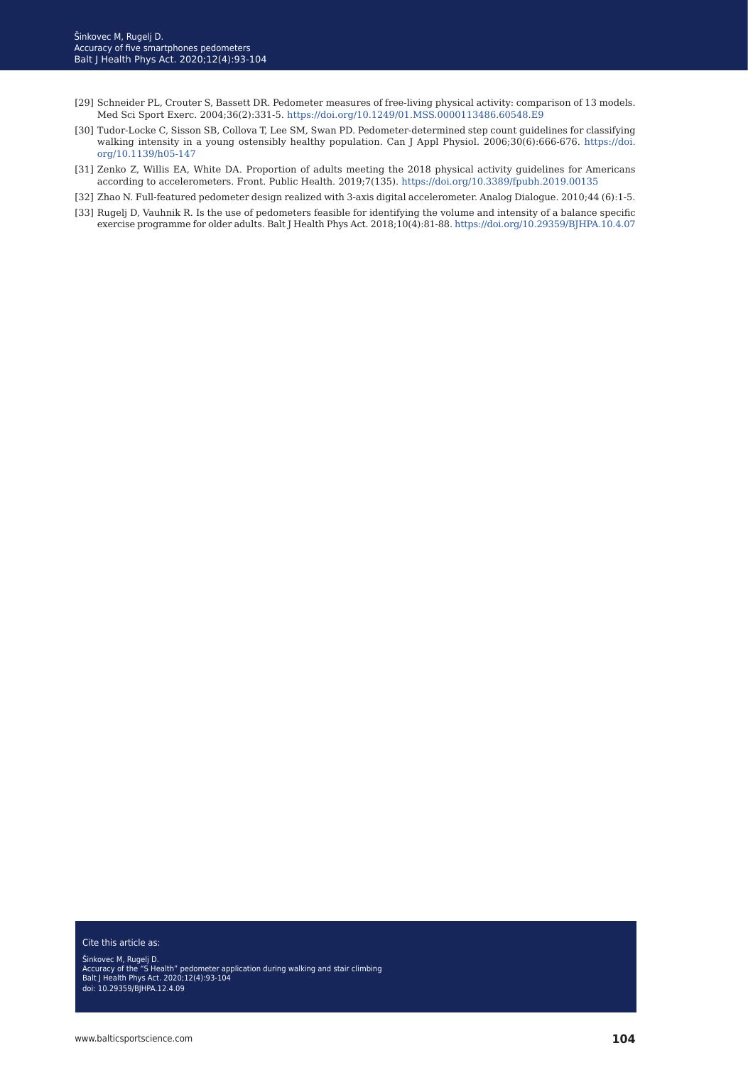[29] Schneider PL, Crouter S, Bassett DR. Pedometer measures of free-living physical activity: comparison of 13 models. Med Sci Sport Exerc. 2004;36(2):331-5. https://doi.org/10.1249/01.MSS.0000113486.60548.E9

[30] Tudor-Locke C, Sisson SB, Collova T, Lee SM, Swan PD. Pedometer-determined step count guidelines for classifying walking intensity in a young ostensibly healthy population. Can J Appl Physiol. 2006;30(6):666-676. https://doi.org/10.1139/h05-147

[31] Zenko Z, Willis EA, White DA. Proportion of adults meeting the 2018 physical activity guidelines for Americans according to accelerometers. Front. Public Health. 2019;7(135). https://doi.org/10.3389/fpubh.2019.00135

[32] Zhao N. Full-featured pedometer design realized with 3-axis digital accelerometer. Analog Dialogue. 2010;44 (6):1-5.

[33] Rugelj D, Vauhnik R. Is the use of pedometers feasible for identifying the volume and intensity of a balance specific exercise programme for older adults. Balt J Health Phys Act. 2018;10(4):81-88. https://doi.org/10.29359/BJHPA.10.4.07

Cite this article as:

Šinkovec M, Rugelj D.
Accuracy of the "S Health" pedometer application during walking and stair climbing
Balt J Health Phys Act. 2020;12(4):93-104
doi: 10.29359/BJHPA.12.4.09